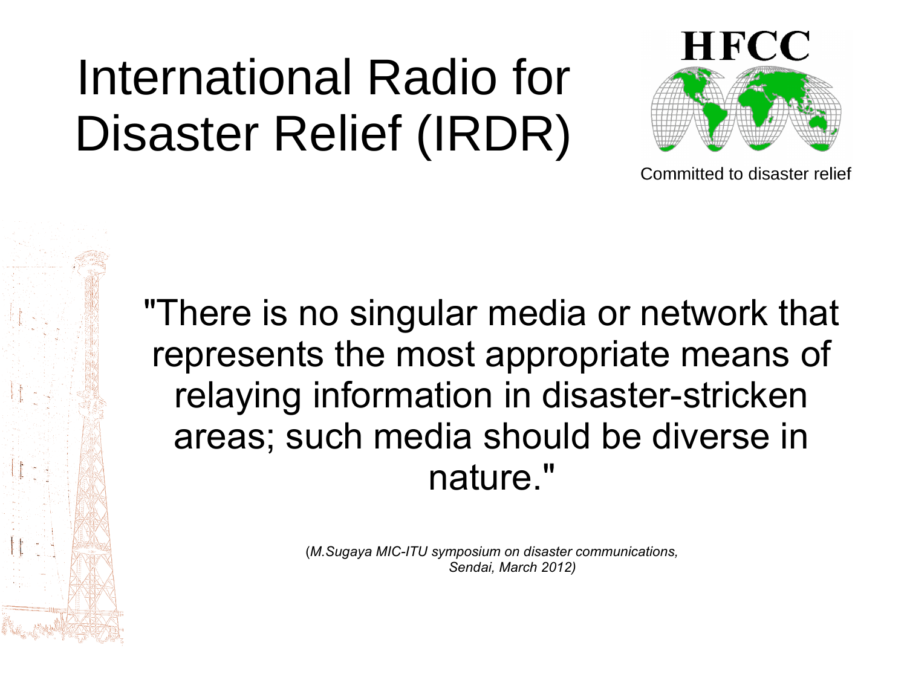# International Radio for Disaster Relief (IRDR)

HFCC

Committed to disaster relief

"There is no singular media or network that represents the most appropriate means of relaying information in disaster-stricken areas; such media should be diverse in nature."

(*M.Sugaya MIC-ITU symposium on disaster communications, Sendai, March 2012)*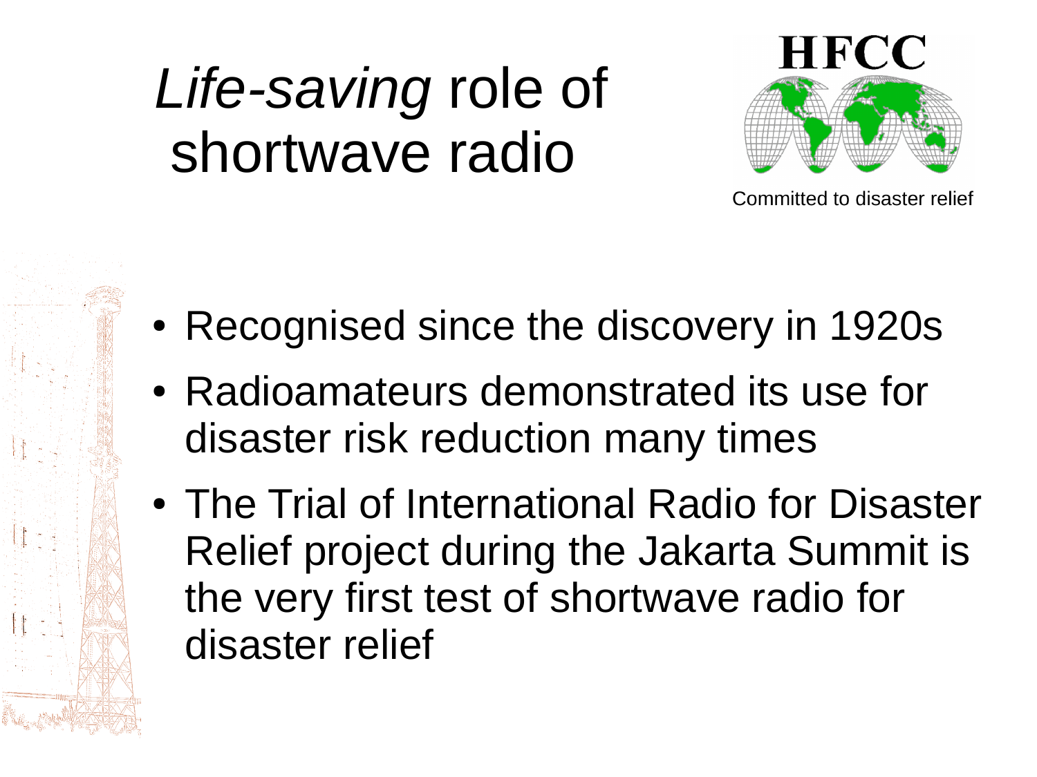# *Life-saving* role of shortwave radio

HFCC

Committed to disaster relief

- Recognised since the discovery in 1920s
- Radioamateurs demonstrated its use for disaster risk reduction many times
- The Trial of International Radio for Disaster Relief project during the Jakarta Summit is the very first test of shortwave radio for disaster relief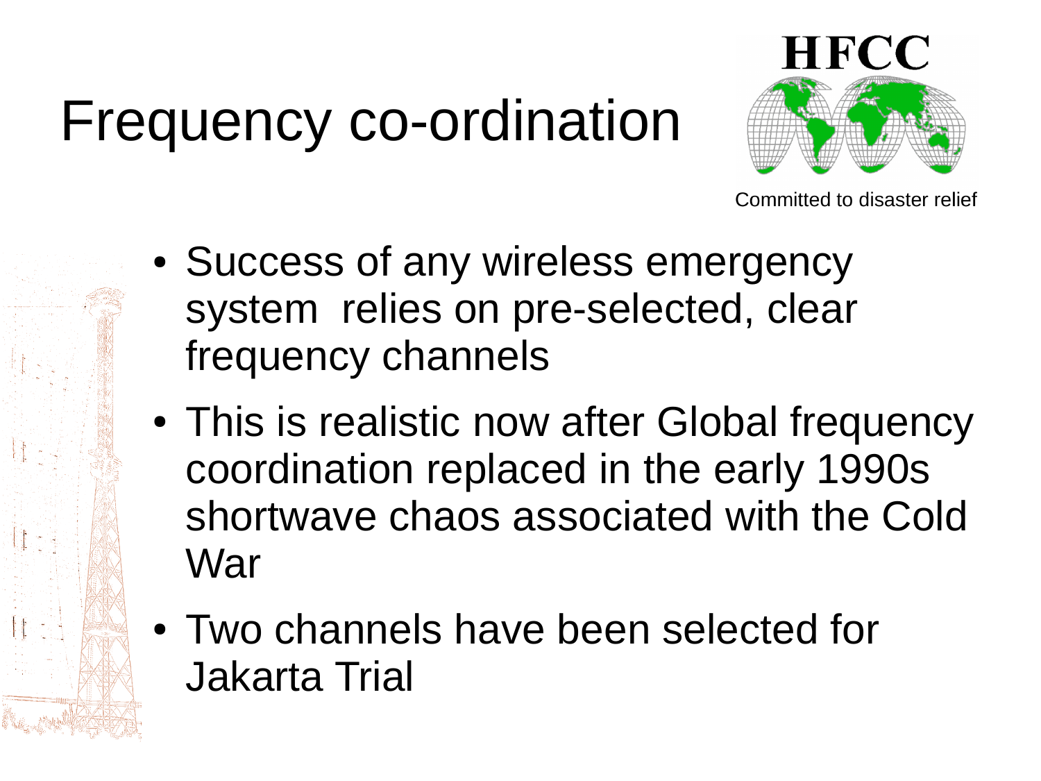# Frequency co-ordination

HFCC

Committed to disaster relief

- Success of any wireless emergency system relies on pre-selected, clear frequency channels
- This is realistic now after Global frequency coordination replaced in the early 1990s shortwave chaos associated with the Cold War
- Two channels have been selected for Jakarta Trial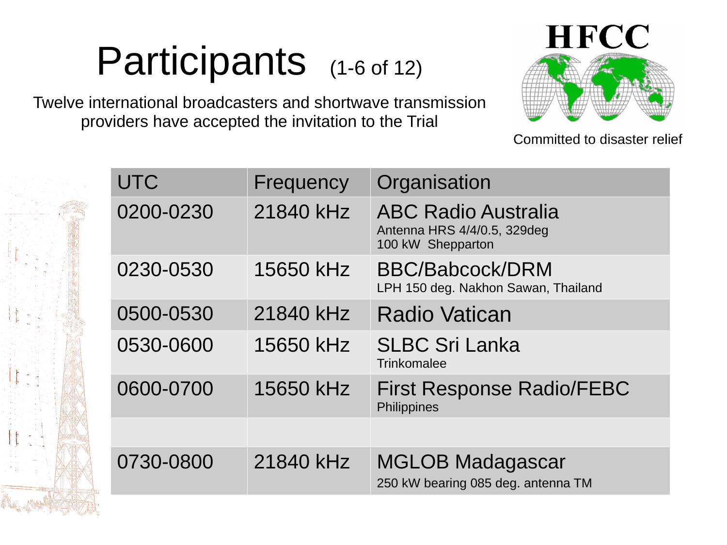# Participants (1-6 of 12)

Twelve international broadcasters and shortwave transmission providers have accepted the invitation to the Trial

**HFCC**

Committed to disaster relief

| UTC | Frequency | Organisation |
|---|---|---|
| 0200-0230 | 21840 kHz | ABC Radio Australia<br>Antenna HRS 4/4/0.5, 329deg<br>100 kW Shepparton |
| 0230-0530 | 15650 kHz | BBC/Babcock/DRM<br>LPH 150 deg. Nakhon Sawan, Thailand |
| 0500-0530 | 21840 kHz | Radio Vatican |
| 0530-0600 | 15650 kHz | SLBC Sri Lanka<br>Trinkomalee |
| 0600-0700 | 15650 kHz | First Response Radio/FEBC<br>Philippines |
| | | |
| 0730-0800 | 21840 kHz | MGLOB Madagascar<br>250 kW bearing 085 deg. antenna TM |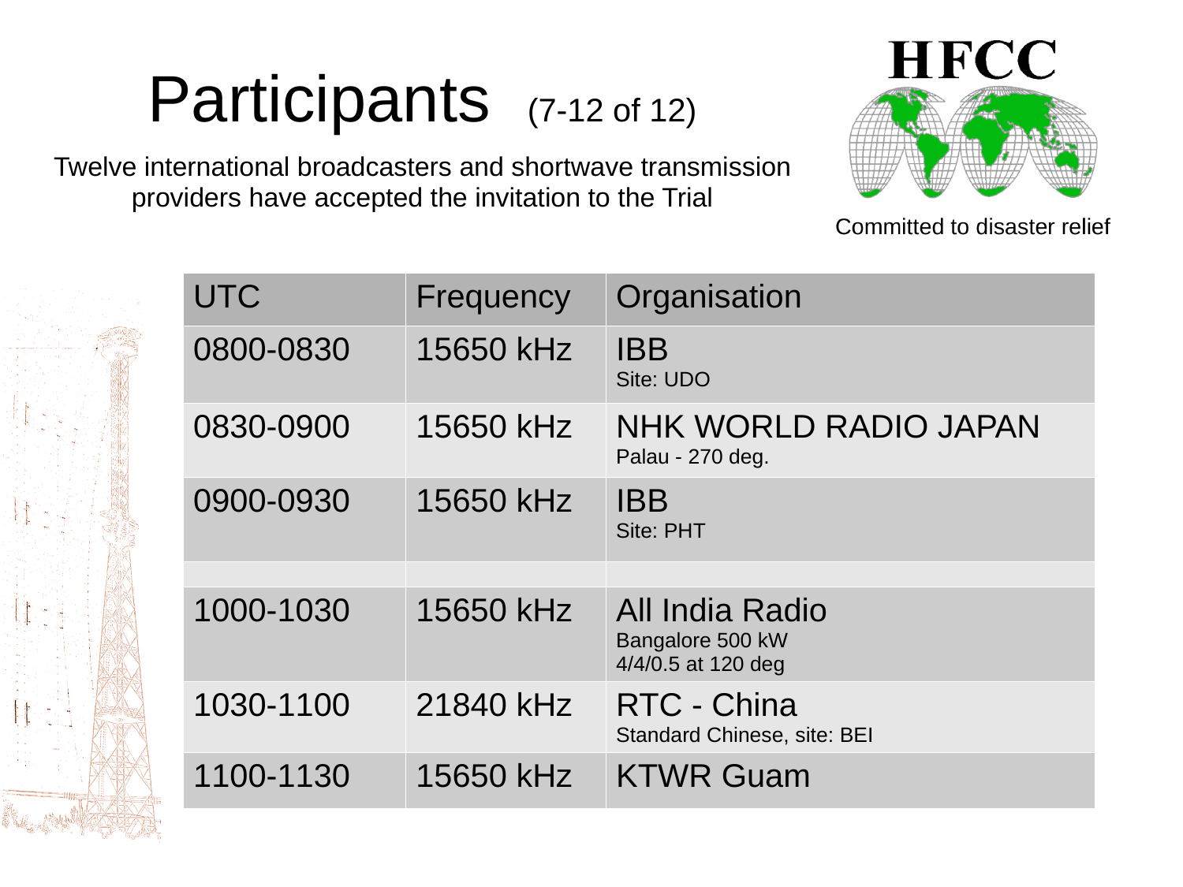# Participants (7-12 of 12)

Twelve international broadcasters and shortwave transmission providers have accepted the invitation to the Trial

HFCC

Committed to disaster relief

| UTC | Frequency | Organisation |
|---|---|---|
| 0800-0830 | 15650 kHz | IBB<br>Site: UDO |
| 0830-0900 | 15650 kHz | NHK WORLD RADIO JAPAN<br>Palau - 270 deg. |
| 0900-0930 | 15650 kHz | IBB<br>Site: PHT |
| | | |
| 1000-1030 | 15650 kHz | All India Radio<br>Bangalore 500 kW<br>4/4/0.5 at 120 deg |
| 1030-1100 | 21840 kHz | RTC - China<br>Standard Chinese, site: BEI |
| 1100-1130 | 15650 kHz | KTWR Guam |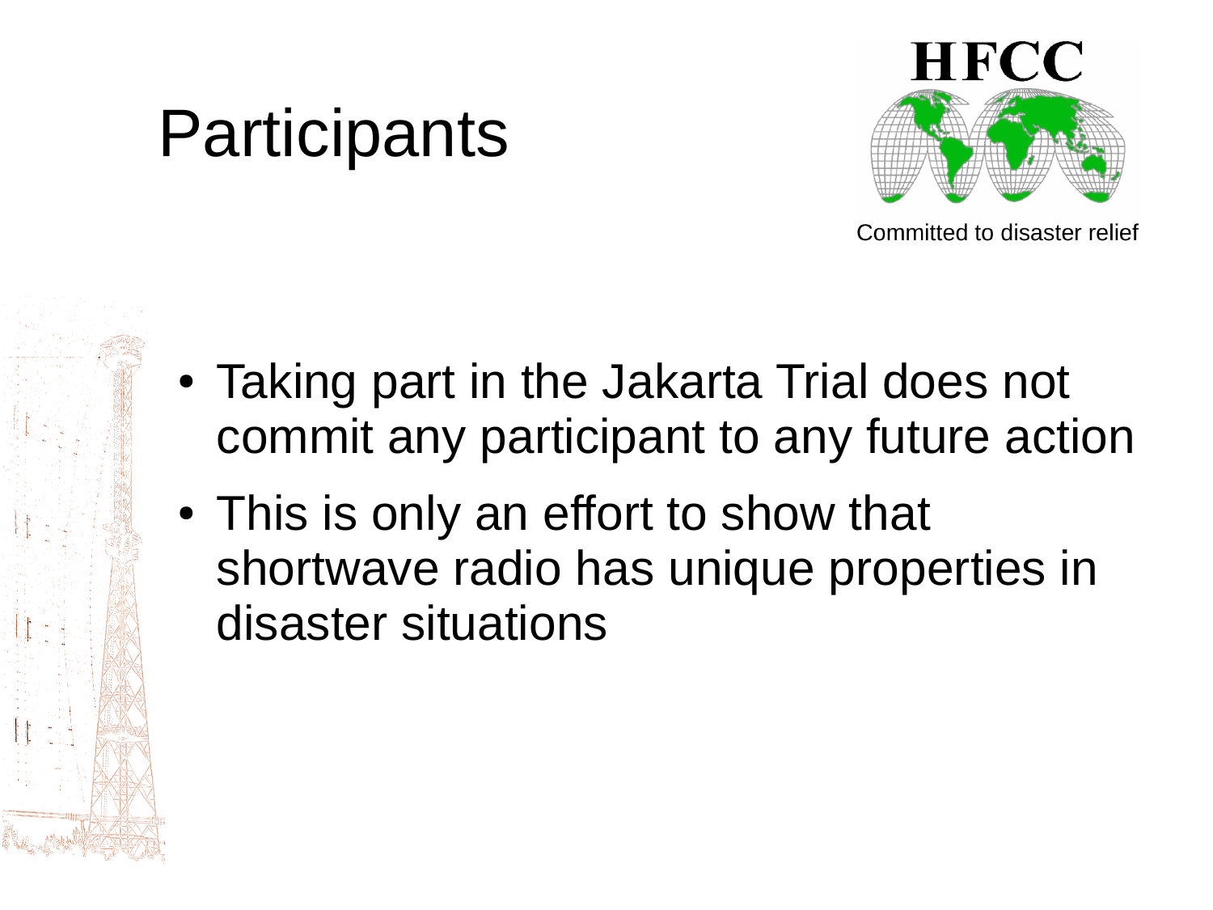# Participants

HFCC

Committed to disaster relief

- Taking part in the Jakarta Trial does not commit any participant to any future action
- This is only an effort to show that shortwave radio has unique properties in disaster situations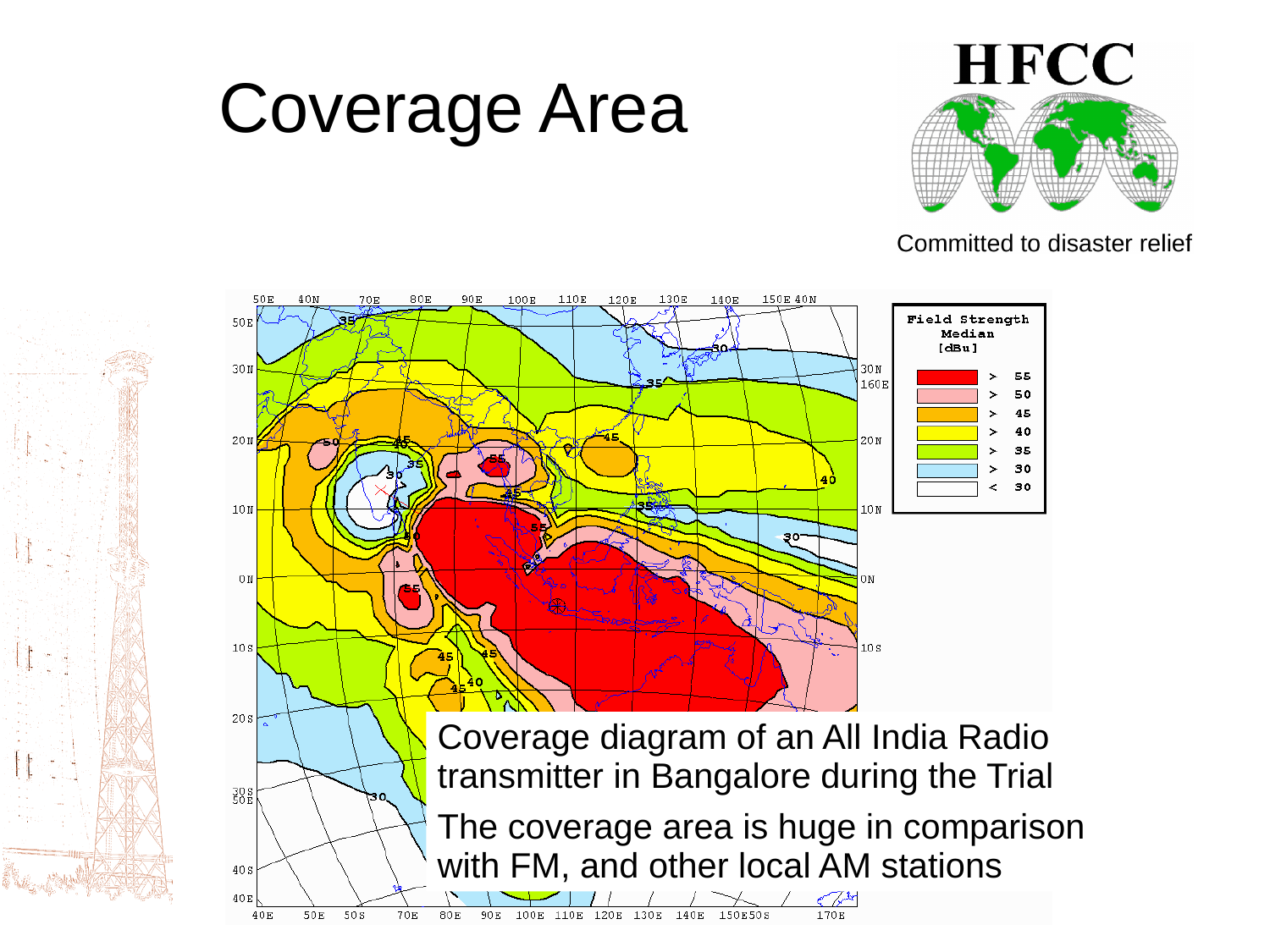# Coverage Area

Committed to disaster relief

Coverage diagram of an All India Radio transmitter in Bangalore during the Trial

The coverage area is huge in comparison with FM, and other local AM stations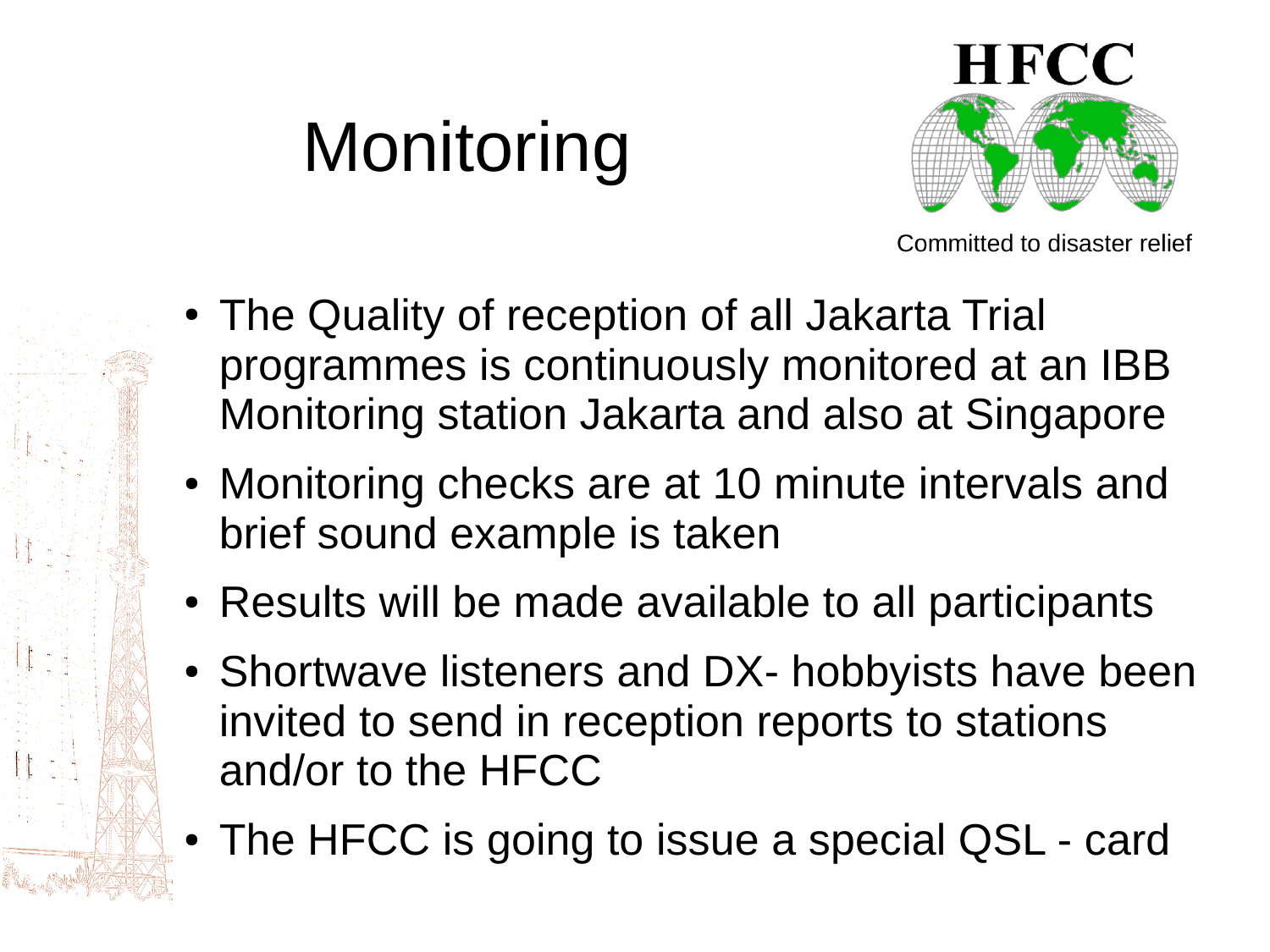# Monitoring

HFCC

Committed to disaster relief

- The Quality of reception of all Jakarta Trial programmes is continuously monitored at an IBB Monitoring station Jakarta and also at Singapore
- Monitoring checks are at 10 minute intervals and brief sound example is taken
- Results will be made available to all participants
- Shortwave listeners and DX- hobbyists have been invited to send in reception reports to stations and/or to the HFCC
- The HFCC is going to issue a special QSL - card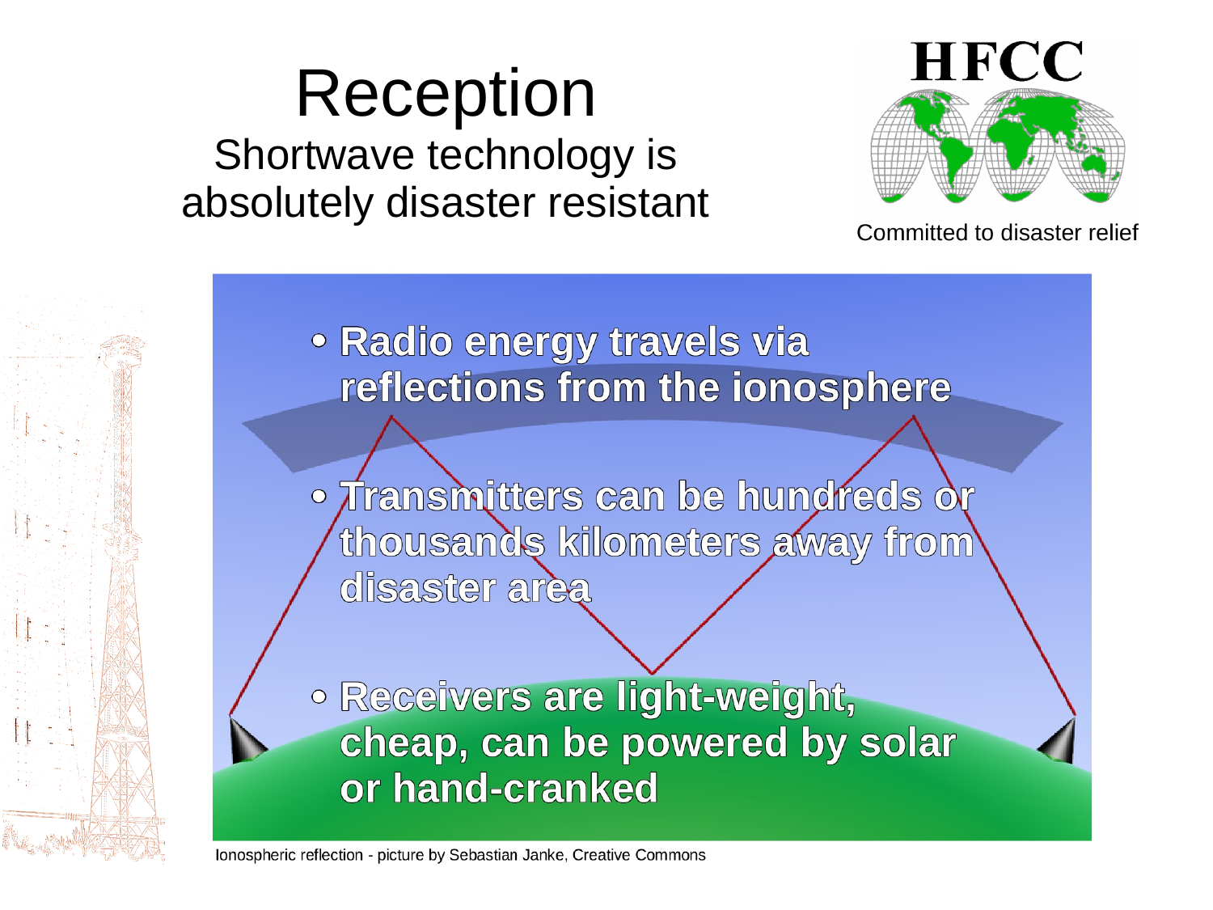# Reception

## Shortwave technology is absolutely disaster resistant

HFCC

Committed to disaster relief

- Radio energy travels via reflections from the ionosphere
- Transmitters can be hundreds or thousands kilometers away from disaster area
- Receivers are light-weight, cheap, can be powered by solar or hand-cranked

Ionospheric reflection - picture by Sebastian Janke, Creative Commons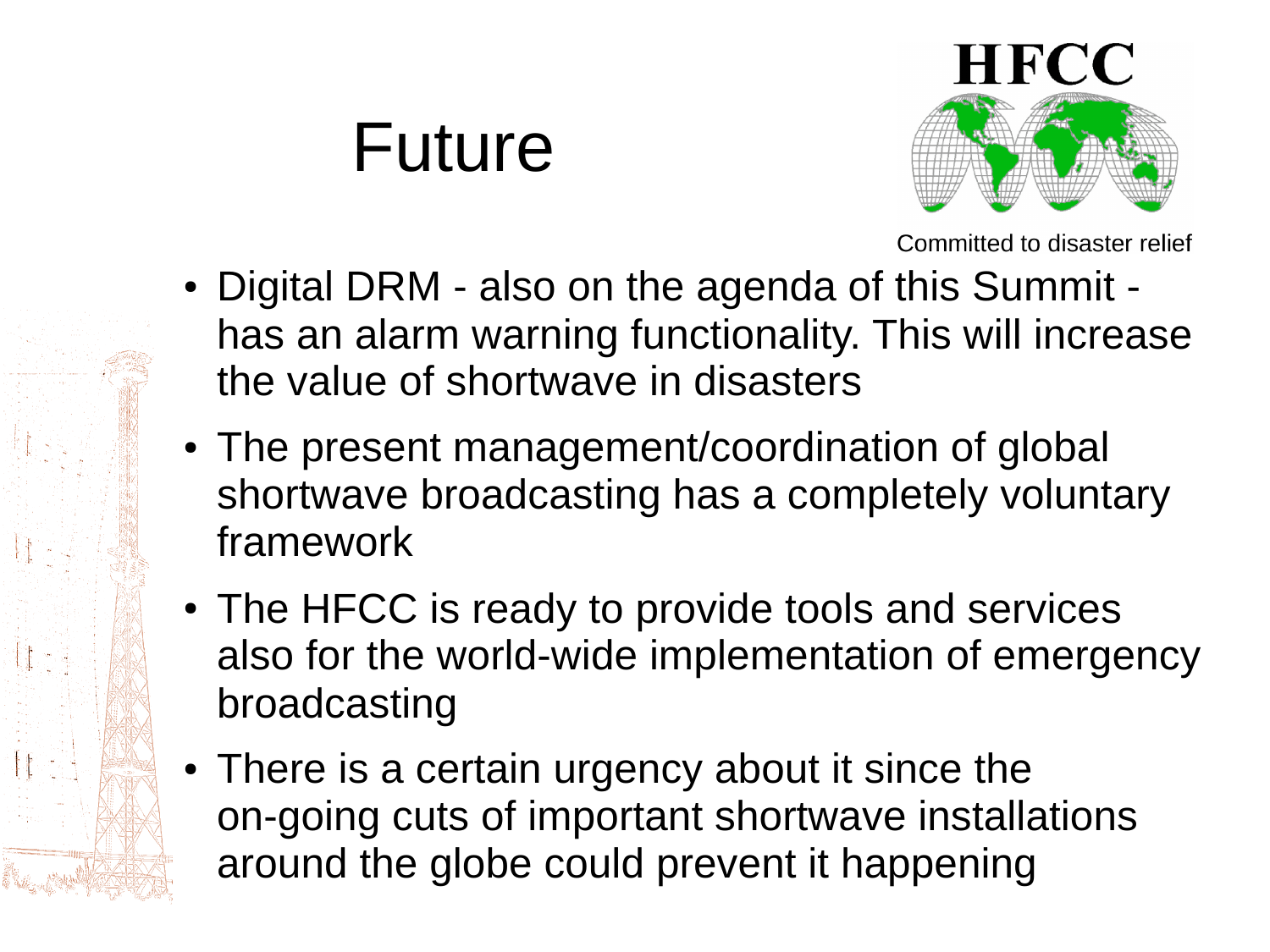# Future

HFCC

Committed to disaster relief

- Digital DRM - also on the agenda of this Summit - has an alarm warning functionality. This will increase the value of shortwave in disasters
- The present management/coordination of global shortwave broadcasting has a completely voluntary framework
- The HFCC is ready to provide tools and services also for the world-wide implementation of emergency broadcasting
- There is a certain urgency about it since the on-going cuts of important shortwave installations around the globe could prevent it happening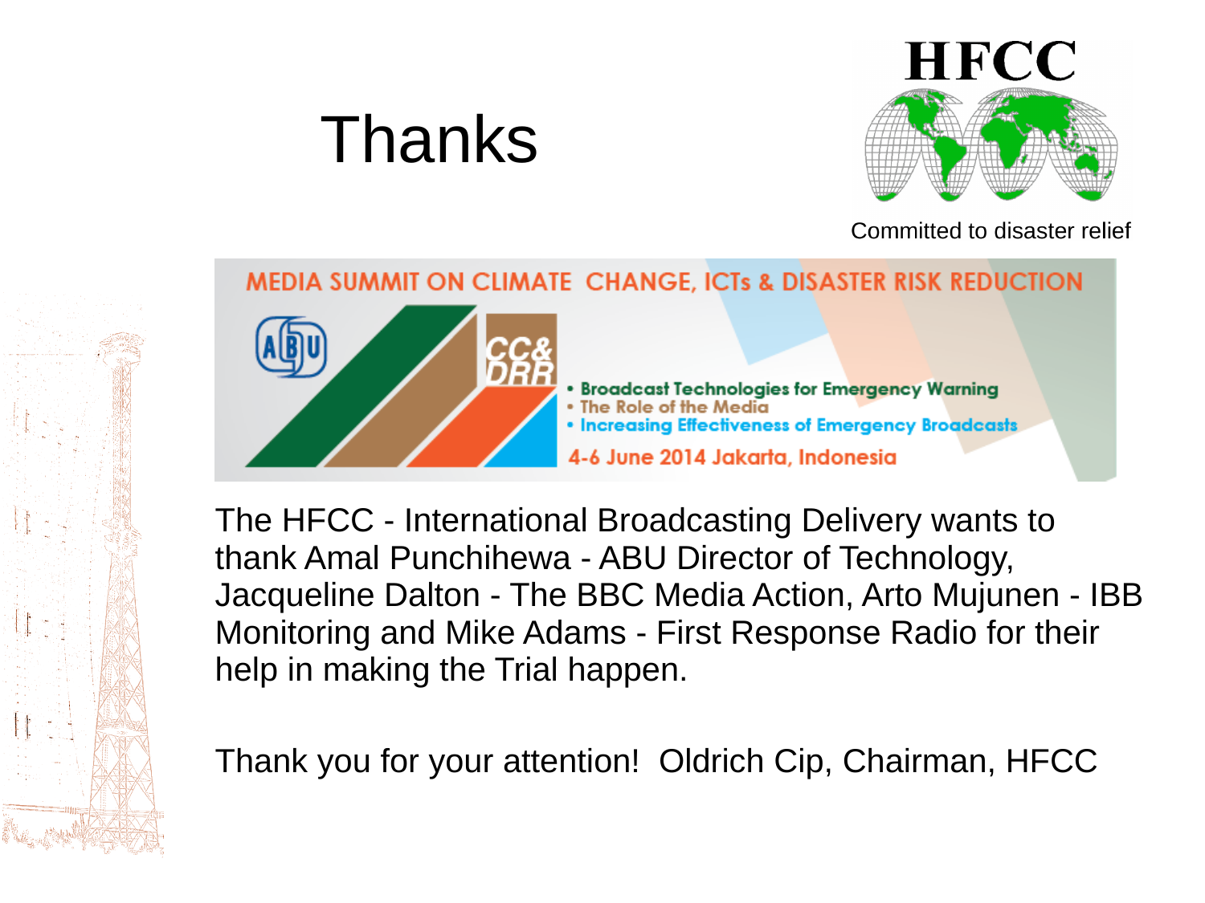# Thanks

HFCC

Committed to disaster relief

MEDIA SUMMIT ON CLIMATE CHANGE, ICTs & DISASTER RISK REDUCTION

ABU

CC& DRR

- Broadcast Technologies for Emergency Warning
- The Role of the Media
- Increasing Effectiveness of Emergency Broadcasts

4-6 June 2014 Jakarta, Indonesia

The HFCC - International Broadcasting Delivery wants to thank Amal Punchihewa - ABU Director of Technology, Jacqueline Dalton - The BBC Media Action, Arto Mujunen - IBB Monitoring and Mike Adams - First Response Radio for their help in making the Trial happen.

Thank you for your attention! Oldrich Cip, Chairman, HFCC